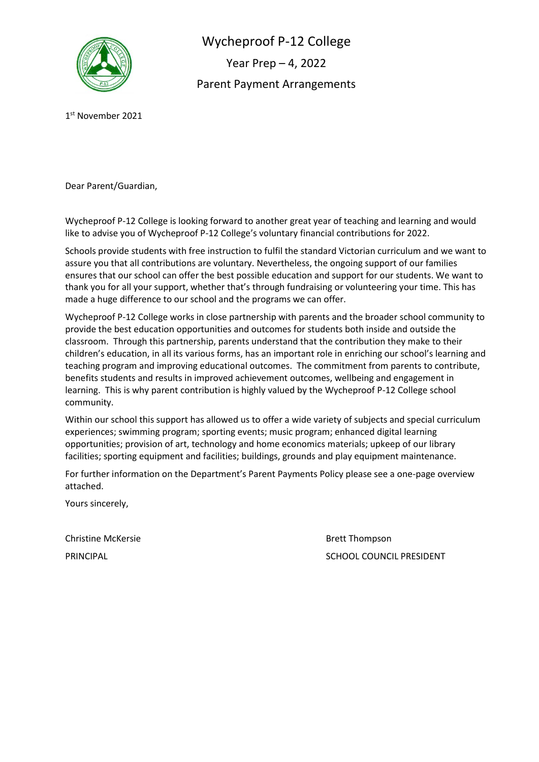# Wycheproof P-12 College

## Year Prep – 4, 2022

## Parent Payment Arrangements

1st November 2021

Dear Parent/Guardian,

Wycheproof P-12 College is looking forward to another great year of teaching and learning and would like to advise you of Wycheproof P-12 College's voluntary financial contributions for 2022.

Schools provide students with free instruction to fulfil the standard Victorian curriculum and we want to assure you that all contributions are voluntary. Nevertheless, the ongoing support of our families ensures that our school can offer the best possible education and support for our students. We want to thank you for all your support, whether that's through fundraising or volunteering your time. This has made a huge difference to our school and the programs we can offer.

Wycheproof P-12 College works in close partnership with parents and the broader school community to provide the best education opportunities and outcomes for students both inside and outside the classroom. Through this partnership, parents understand that the contribution they make to their children's education, in all its various forms, has an important role in enriching our school's learning and teaching program and improving educational outcomes. The commitment from parents to contribute, benefits students and results in improved achievement outcomes, wellbeing and engagement in learning. This is why parent contribution is highly valued by the Wycheproof P-12 College school community.

Within our school this support has allowed us to offer a wide variety of subjects and special curriculum experiences; swimming program; sporting events; music program; enhanced digital learning opportunities; provision of art, technology and home economics materials; upkeep of our library facilities; sporting equipment and facilities; buildings, grounds and play equipment maintenance.

For further information on the Department's Parent Payments Policy please see a one-page overview attached.

Yours sincerely,

Christine McKersie
PRINCIPAL

Brett Thompson
SCHOOL COUNCIL PRESIDENT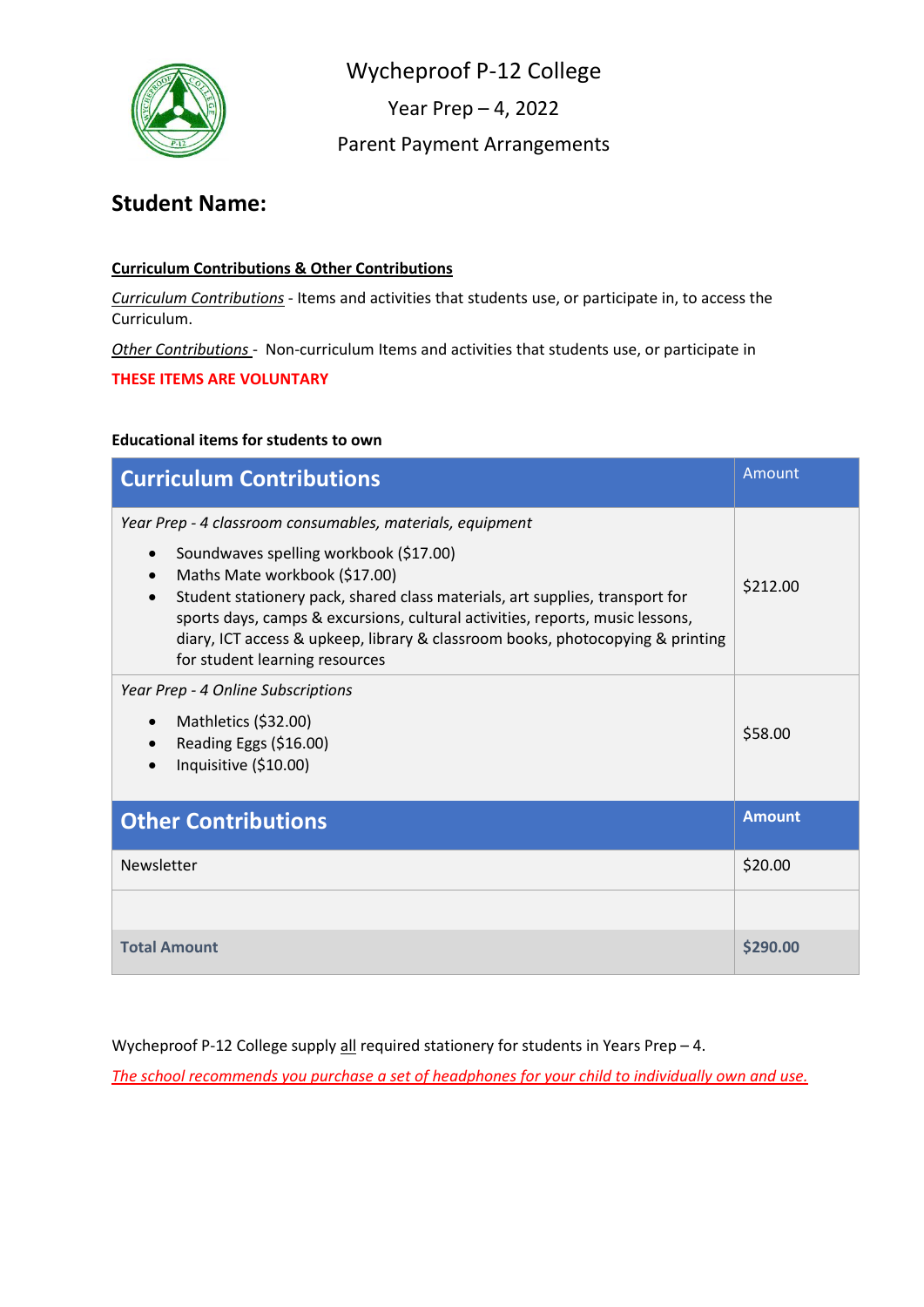# Wycheproof P-12 College

## Year Prep – 4, 2022

## Parent Payment Arrangements

## Student Name:

**Curriculum Contributions & Other Contributions**

*Curriculum Contributions* - Items and activities that students use, or participate in, to access the Curriculum.

*Other Contributions* - Non-curriculum Items and activities that students use, or participate in

**THESE ITEMS ARE VOLUNTARY**

**Educational items for students to own**

| Curriculum Contributions | Amount |
|---|---|
| *Year Prep - 4 classroom consumables, materials, equipment*<br>• Soundwaves spelling workbook ($17.00)<br>• Maths Mate workbook ($17.00)<br>• Student stationery pack, shared class materials, art supplies, transport for sports days, camps & excursions, cultural activities, reports, music lessons, diary, ICT access & upkeep, library & classroom books, photocopying & printing for student learning resources | $212.00 |
| *Year Prep - 4 Online Subscriptions*<br>• Mathletics ($32.00)<br>• Reading Eggs ($16.00)<br>• Inquisitive ($10.00) | $58.00 |
| **Other Contributions** | **Amount** |
| Newsletter | $20.00 |
| | |
| **Total Amount** | **$290.00** |

Wycheproof P-12 College supply all required stationery for students in Years Prep – 4.

*The school recommends you purchase a set of headphones for your child to individually own and use.*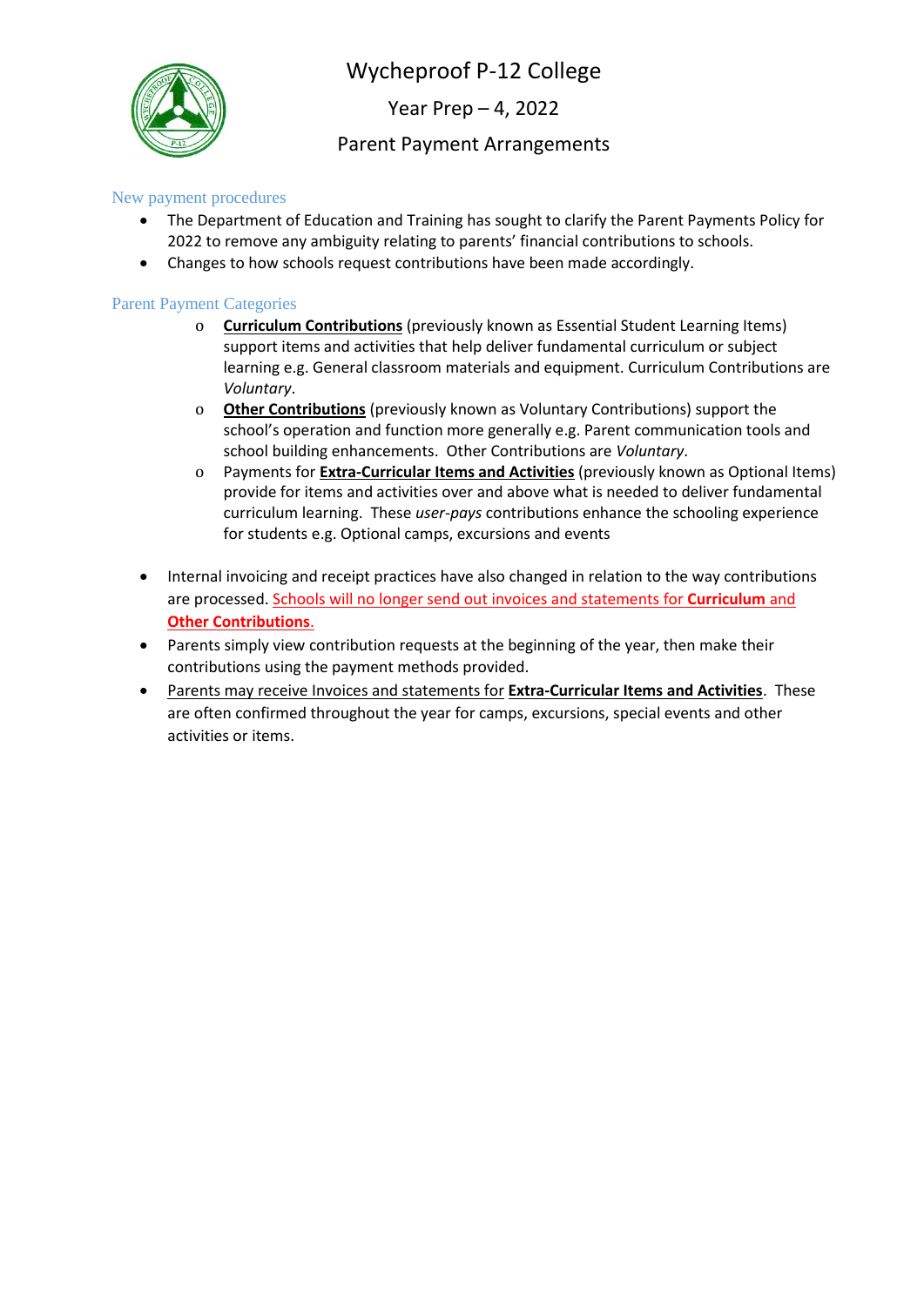# Wycheproof P-12 College

## Year Prep – 4, 2022

## Parent Payment Arrangements

### New payment procedures

- The Department of Education and Training has sought to clarify the Parent Payments Policy for 2022 to remove any ambiguity relating to parents' financial contributions to schools.
- Changes to how schools request contributions have been made accordingly.

### Parent Payment Categories

- **Curriculum Contributions** (previously known as Essential Student Learning Items) support items and activities that help deliver fundamental curriculum or subject learning e.g. General classroom materials and equipment. Curriculum Contributions are *Voluntary*.
- **Other Contributions** (previously known as Voluntary Contributions) support the school's operation and function more generally e.g. Parent communication tools and school building enhancements. Other Contributions are *Voluntary*.
- Payments for **Extra-Curricular Items and Activities** (previously known as Optional Items) provide for items and activities over and above what is needed to deliver fundamental curriculum learning. These *user-pays* contributions enhance the schooling experience for students e.g. Optional camps, excursions and events

- Internal invoicing and receipt practices have also changed in relation to the way contributions are processed. Schools will no longer send out invoices and statements for **Curriculum** and **Other Contributions**.
- Parents simply view contribution requests at the beginning of the year, then make their contributions using the payment methods provided.
- Parents may receive Invoices and statements for **Extra-Curricular Items and Activities**. These are often confirmed throughout the year for camps, excursions, special events and other activities or items.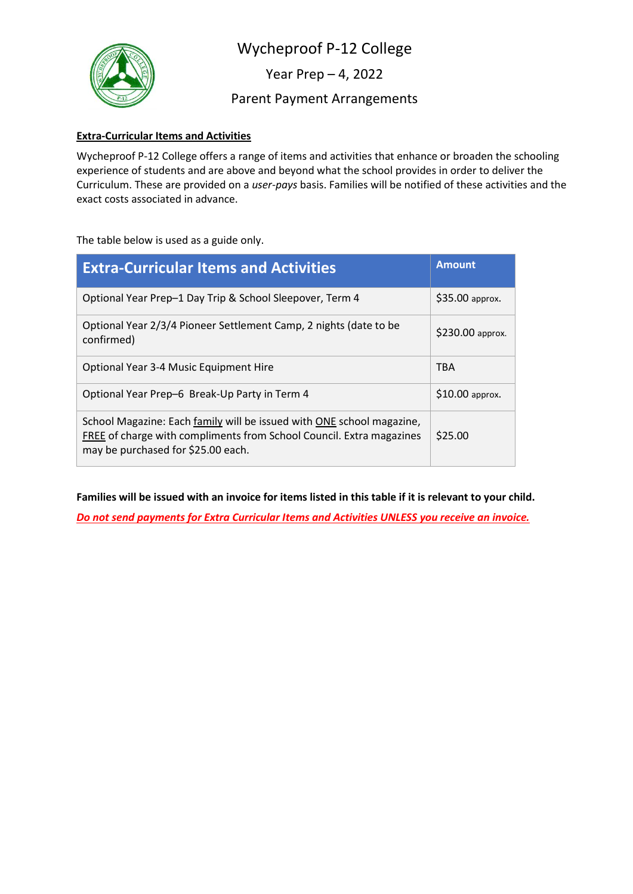# Wycheproof P-12 College

## Year Prep – 4, 2022

## Parent Payment Arrangements

**Extra-Curricular Items and Activities**

Wycheproof P-12 College offers a range of items and activities that enhance or broaden the schooling experience of students and are above and beyond what the school provides in order to deliver the Curriculum. These are provided on a *user-pays* basis. Families will be notified of these activities and the exact costs associated in advance.

The table below is used as a guide only.

| Extra-Curricular Items and Activities | Amount |
| --- | --- |
| Optional Year Prep–1 Day Trip & School Sleepover, Term 4 | $35.00 approx. |
| Optional Year 2/3/4 Pioneer Settlement Camp, 2 nights (date to be confirmed) | $230.00 approx. |
| Optional Year 3-4 Music Equipment Hire | TBA |
| Optional Year Prep–6 Break-Up Party in Term 4 | $10.00 approx. |
| School Magazine: Each family will be issued with ONE school magazine, FREE of charge with compliments from School Council. Extra magazines may be purchased for $25.00 each. | $25.00 |

**Families will be issued with an invoice for items listed in this table if it is relevant to your child.**

***Do not send payments for Extra Curricular Items and Activities UNLESS you receive an invoice.***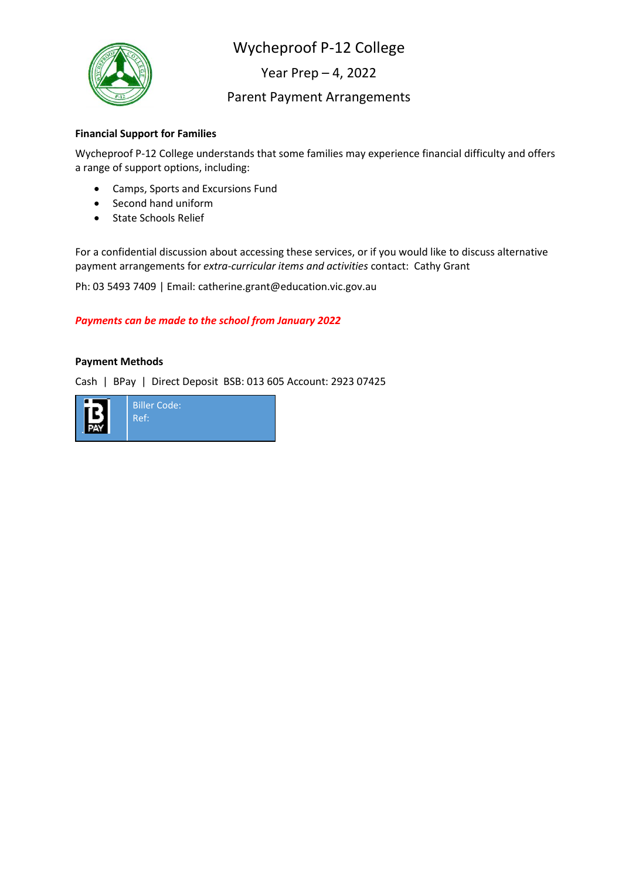# Wycheproof P-12 College

## Year Prep – 4, 2022

## Parent Payment Arrangements

**Financial Support for Families**

Wycheproof P-12 College understands that some families may experience financial difficulty and offers a range of support options, including:

- Camps, Sports and Excursions Fund
- Second hand uniform
- State Schools Relief

For a confidential discussion about accessing these services, or if you would like to discuss alternative payment arrangements for *extra-curricular items and activities* contact: Cathy Grant

Ph: 03 5493 7409 | Email: catherine.grant@education.vic.gov.au

***Payments can be made to the school from January 2022***

**Payment Methods**

Cash | BPay | Direct Deposit BSB: 013 605 Account: 2923 07425

| | |
|---|---|
| B PAY | Biller Code:<br>Ref: |